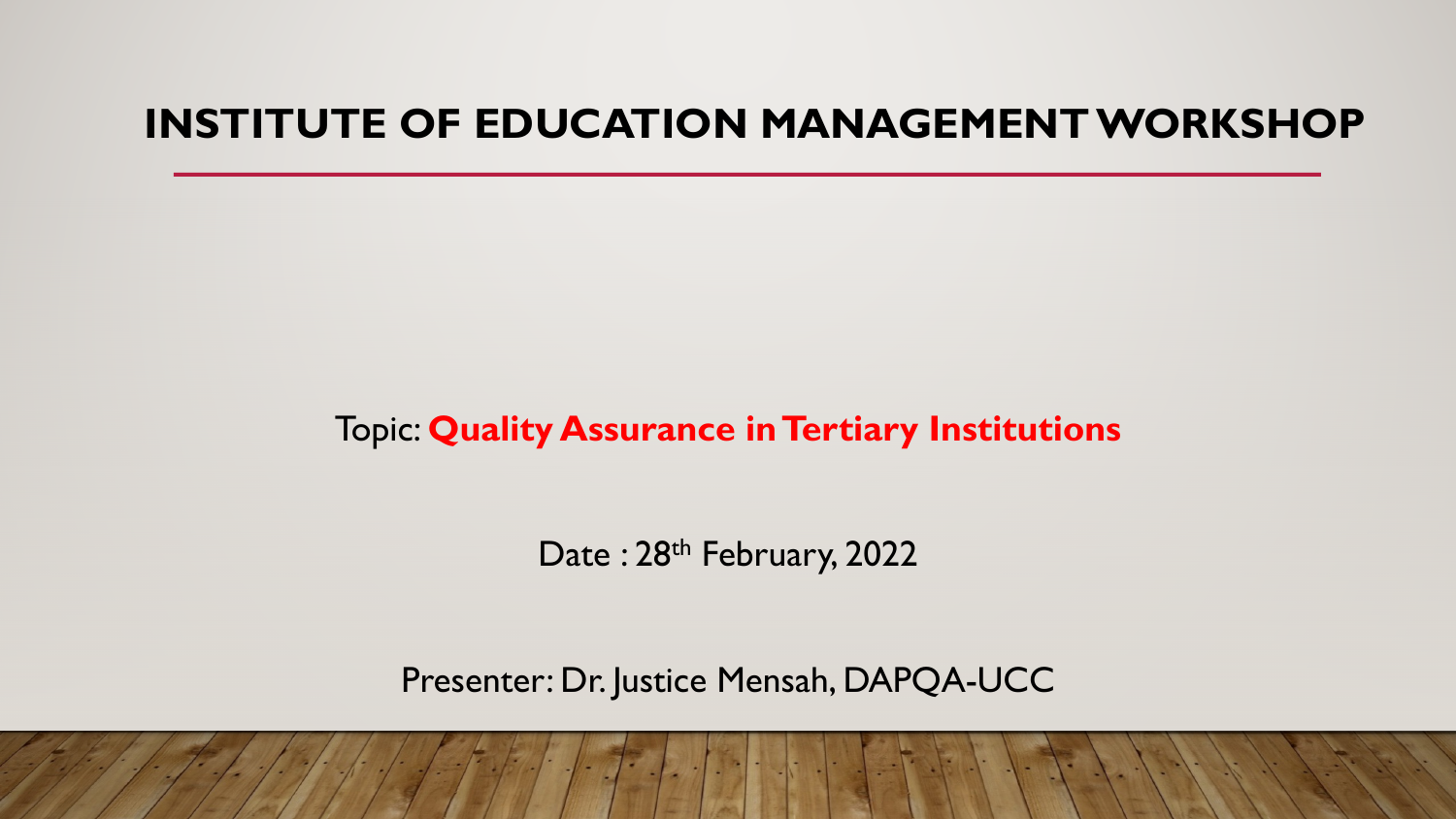# INSTITUTE OF EDUCATION MANAGEMENT WORKSHOP

Topic: **Quality Assurance in Tertiary Institutions**

Date : 28th February, 2022

Presenter: Dr. Justice Mensah, DAPQA-UCC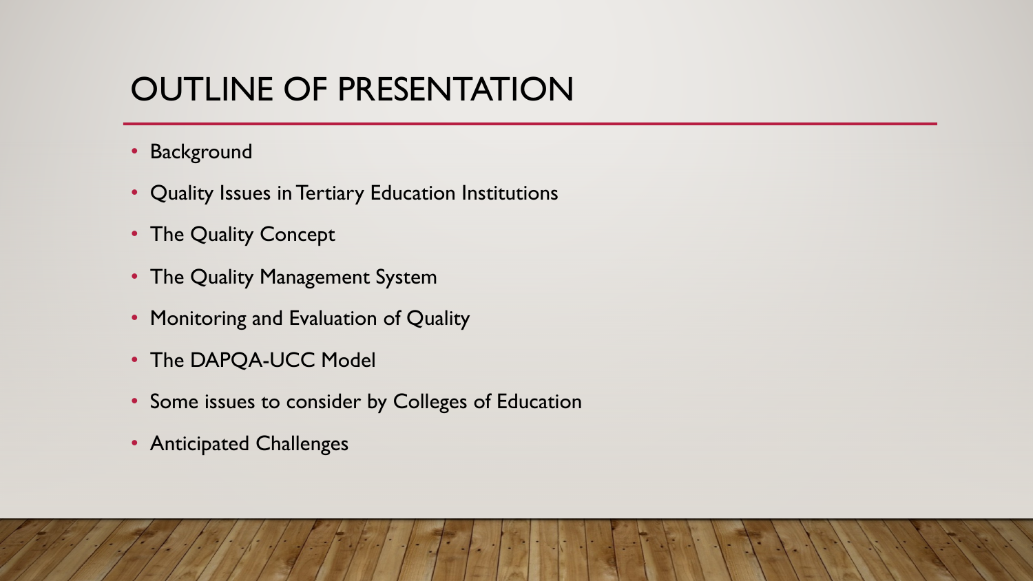# OUTLINE OF PRESENTATION

- Background
- Quality Issues in Tertiary Education Institutions
- The Quality Concept
- The Quality Management System
- Monitoring and Evaluation of Quality
- The DAPQA-UCC Model
- Some issues to consider by Colleges of Education
- Anticipated Challenges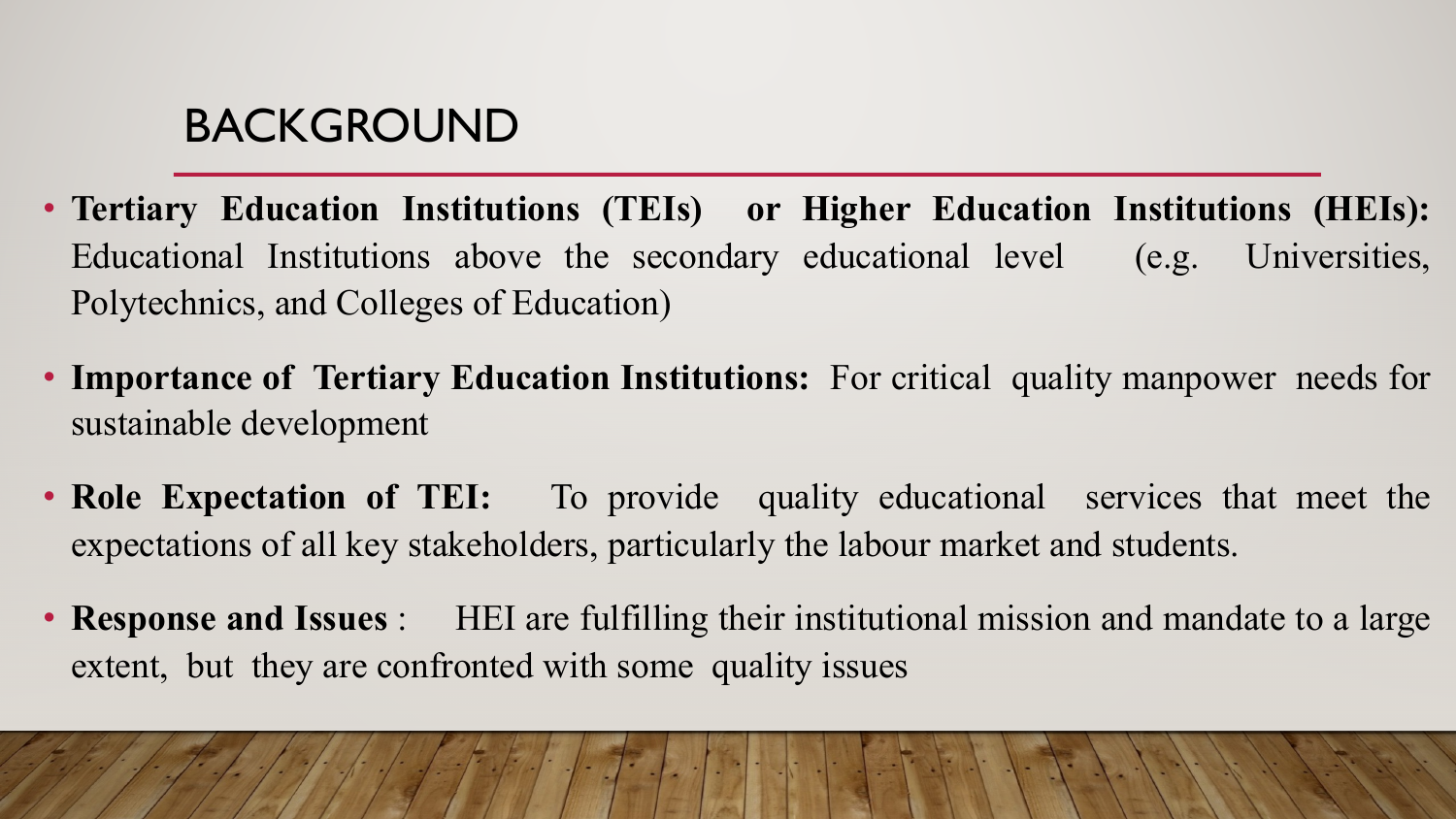# BACKGROUND

- **Tertiary Education Institutions (TEIs) or Higher Education Institutions (HEIs):** Educational Institutions above the secondary educational level (e.g. Universities, Polytechnics, and Colleges of Education)
- **Importance of Tertiary Education Institutions:** For critical quality manpower needs for sustainable development
- **Role Expectation of TEI:** To provide quality educational services that meet the expectations of all key stakeholders, particularly the labour market and students.
- **Response and Issues** : HEI are fulfilling their institutional mission and mandate to a large extent, but they are confronted with some quality issues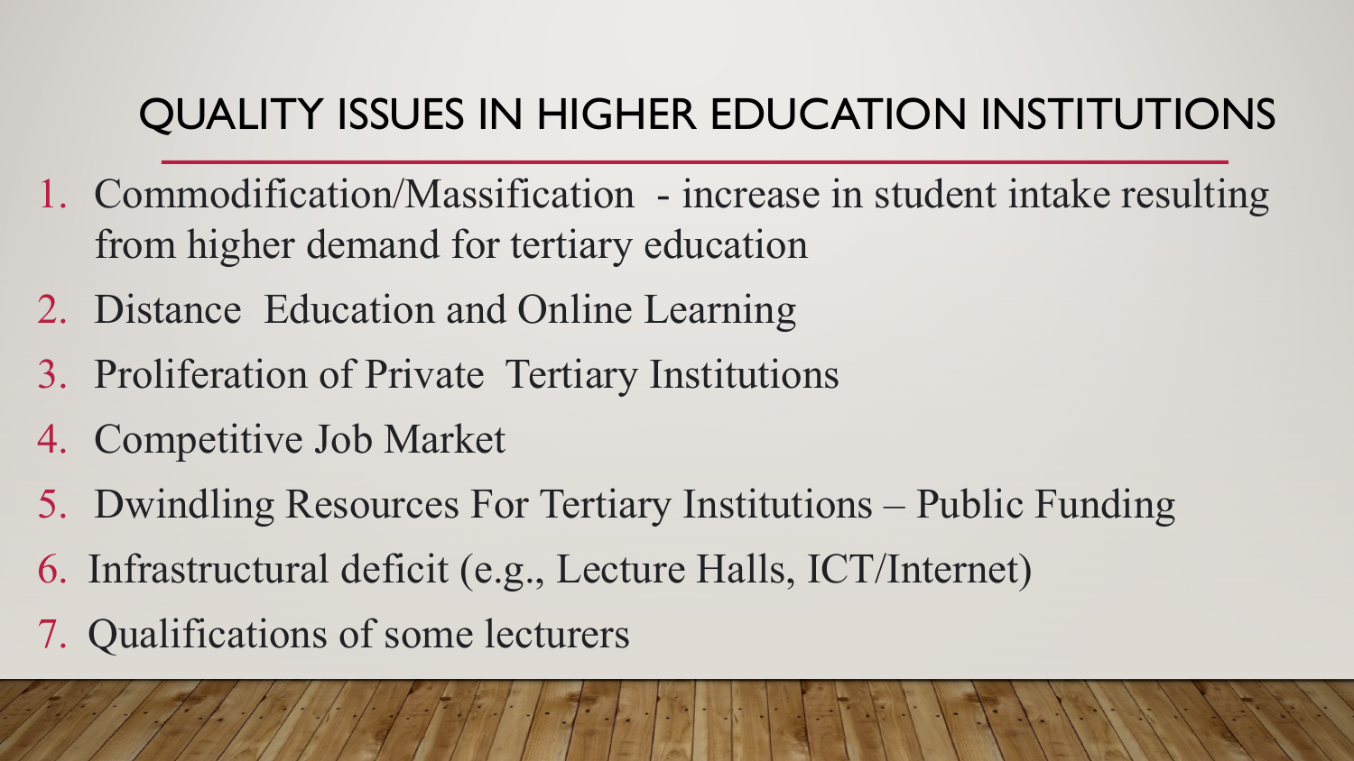## QUALITY ISSUES IN HIGHER EDUCATION INSTITUTIONS

1. Commodification/Massification - increase in student intake resulting from higher demand for tertiary education
2. Distance Education and Online Learning
3. Proliferation of Private Tertiary Institutions
4. Competitive Job Market
5. Dwindling Resources For Tertiary Institutions – Public Funding
6. Infrastructural deficit (e.g., Lecture Halls, ICT/Internet)
7. Qualifications of some lecturers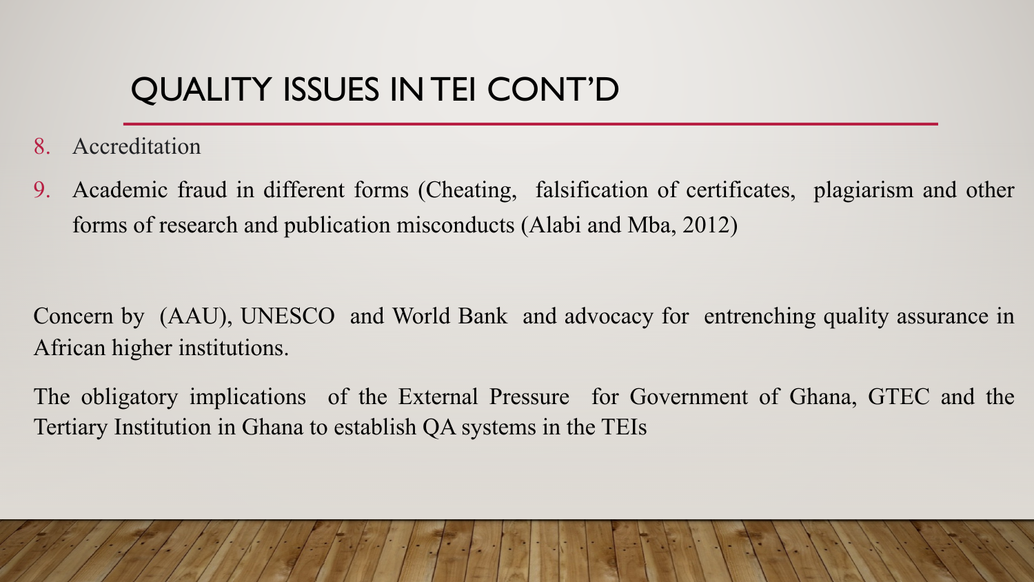# QUALITY ISSUES IN TEI CONT'D

8. Accreditation
9. Academic fraud in different forms (Cheating, falsification of certificates, plagiarism and other forms of research and publication misconducts (Alabi and Mba, 2012)

Concern by (AAU), UNESCO and World Bank and advocacy for entrenching quality assurance in African higher institutions.

The obligatory implications of the External Pressure for Government of Ghana, GTEC and the Tertiary Institution in Ghana to establish QA systems in the TEIs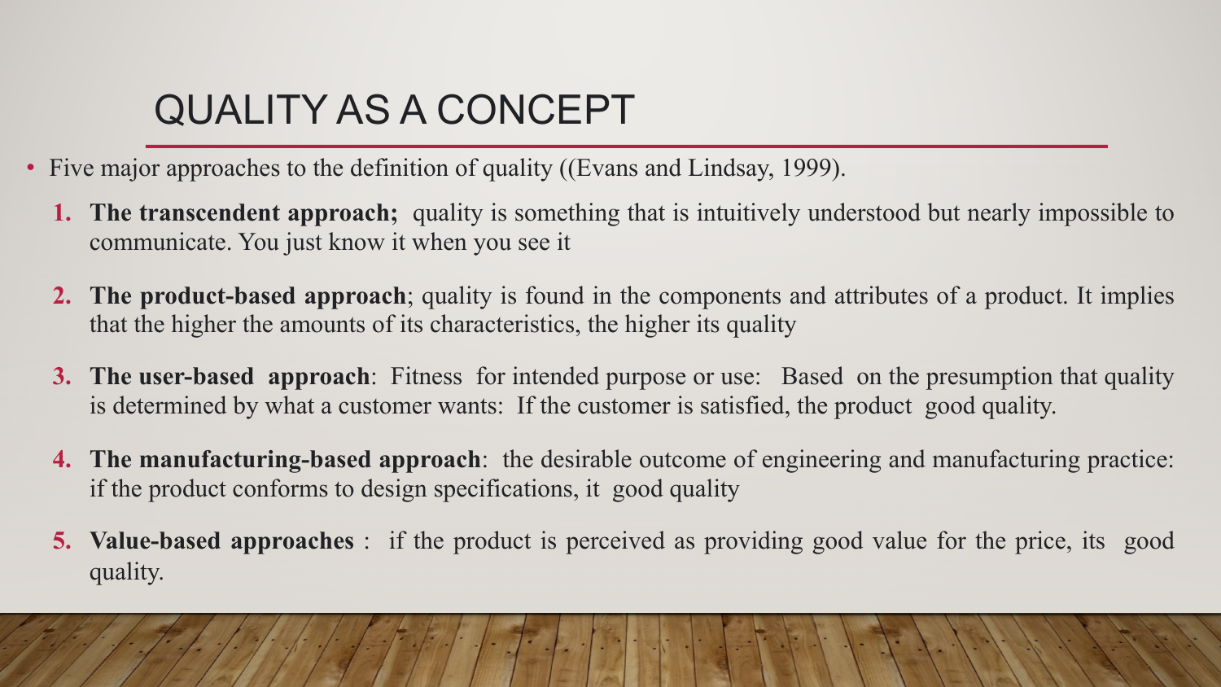# QUALITY AS A CONCEPT

- Five major approaches to the definition of quality ((Evans and Lindsay, 1999).

1. **The transcendent approach;** quality is something that is intuitively understood but nearly impossible to communicate. You just know it when you see it
2. **The product-based approach**; quality is found in the components and attributes of a product. It implies that the higher the amounts of its characteristics, the higher its quality
3. **The user-based approach**: Fitness for intended purpose or use: Based on the presumption that quality is determined by what a customer wants: If the customer is satisfied, the product good quality.
4. **The manufacturing-based approach**: the desirable outcome of engineering and manufacturing practice: if the product conforms to design specifications, it good quality
5. **Value-based approaches** : if the product is perceived as providing good value for the price, its good quality.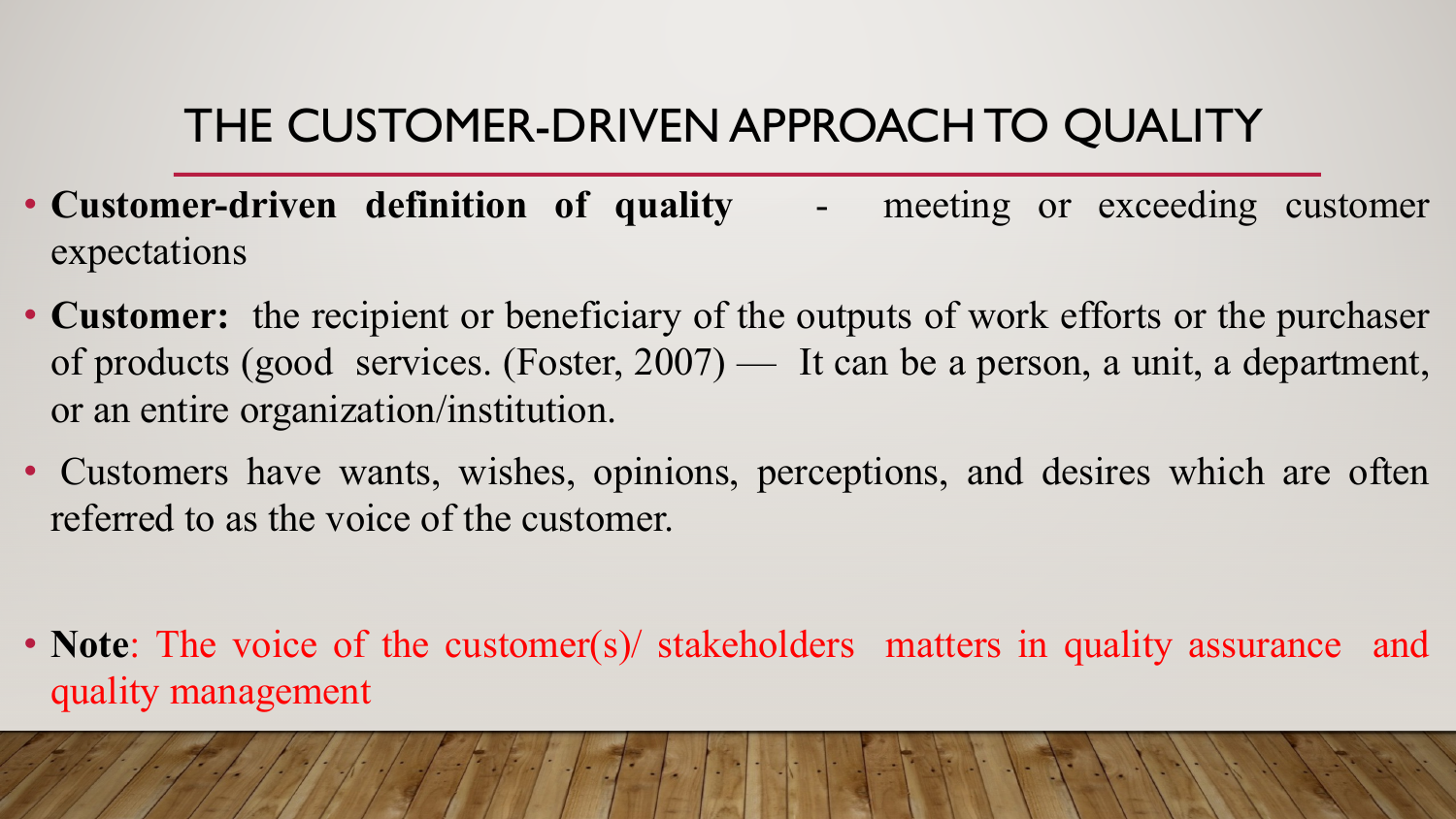# THE CUSTOMER-DRIVEN APPROACH TO QUALITY

- **Customer-driven definition of quality** - meeting or exceeding customer expectations
- **Customer:** the recipient or beneficiary of the outputs of work efforts or the purchaser of products (good services. (Foster, 2007) — It can be a person, a unit, a department, or an entire organization/institution.
- Customers have wants, wishes, opinions, perceptions, and desires which are often referred to as the voice of the customer.

- **Note**: The voice of the customer(s)/ stakeholders matters in quality assurance and quality management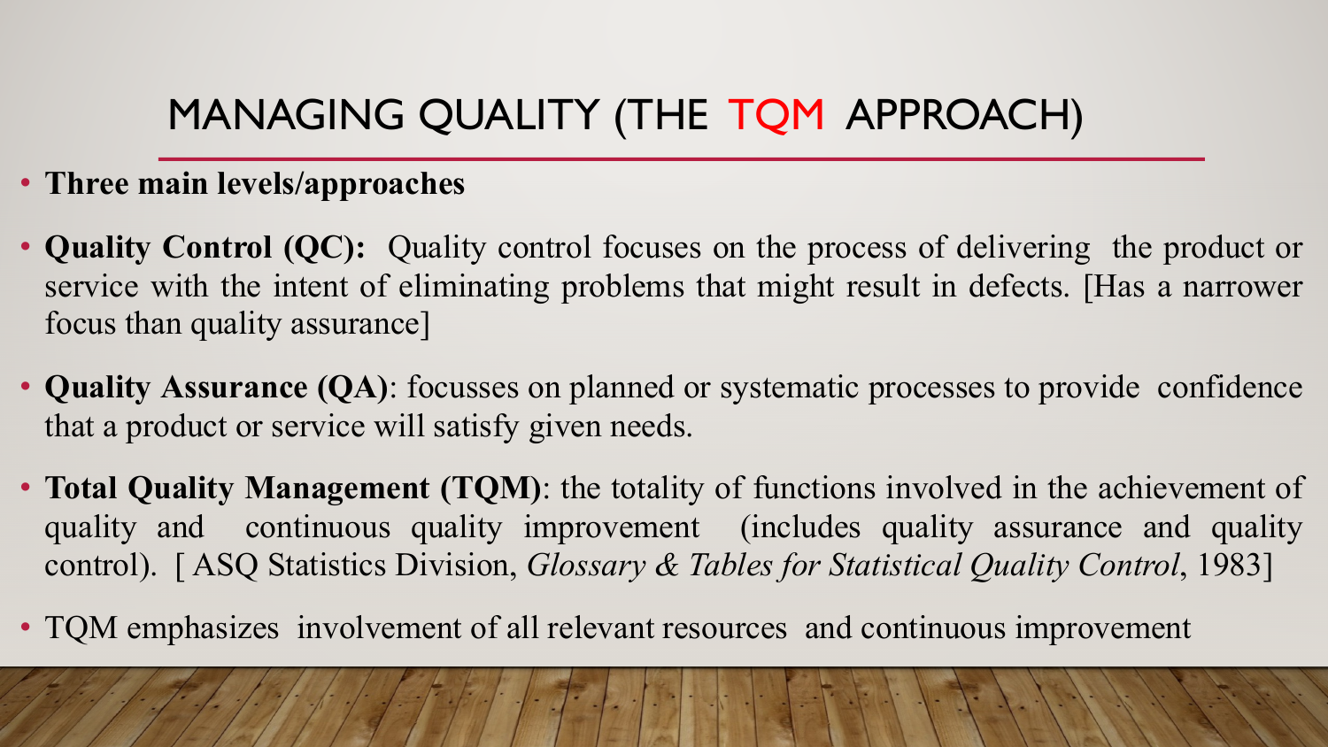# MANAGING QUALITY (THE TQM APPROACH)

- **Three main levels/approaches**
- **Quality Control (QC):** Quality control focuses on the process of delivering the product or service with the intent of eliminating problems that might result in defects. [Has a narrower focus than quality assurance]
- **Quality Assurance (QA)**: focusses on planned or systematic processes to provide confidence that a product or service will satisfy given needs.
- **Total Quality Management (TQM)**: the totality of functions involved in the achievement of quality and continuous quality improvement (includes quality assurance and quality control). [ ASQ Statistics Division, *Glossary & Tables for Statistical Quality Control*, 1983]
- TQM emphasizes involvement of all relevant resources and continuous improvement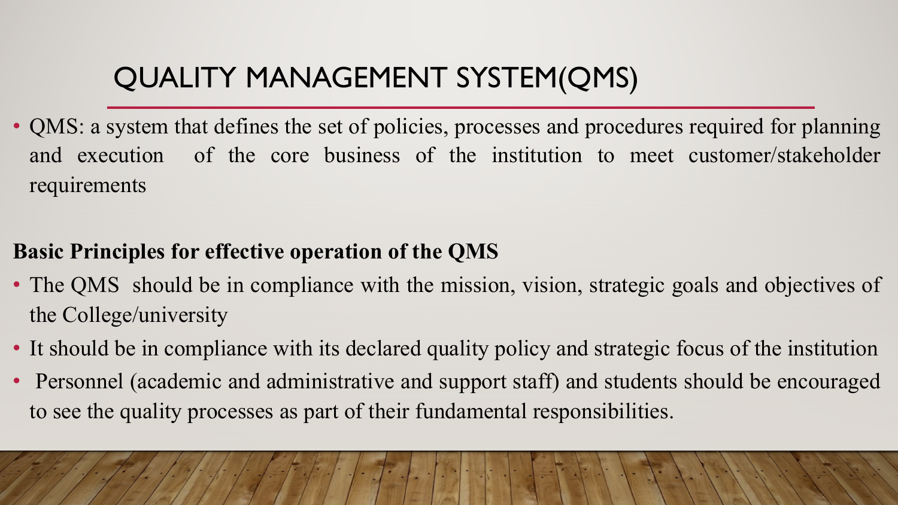# QUALITY MANAGEMENT SYSTEM(QMS)

- QMS: a system that defines the set of policies, processes and procedures required for planning and execution of the core business of the institution to meet customer/stakeholder requirements

**Basic Principles for effective operation of the QMS**

- The QMS should be in compliance with the mission, vision, strategic goals and objectives of the College/university
- It should be in compliance with its declared quality policy and strategic focus of the institution
- Personnel (academic and administrative and support staff) and students should be encouraged to see the quality processes as part of their fundamental responsibilities.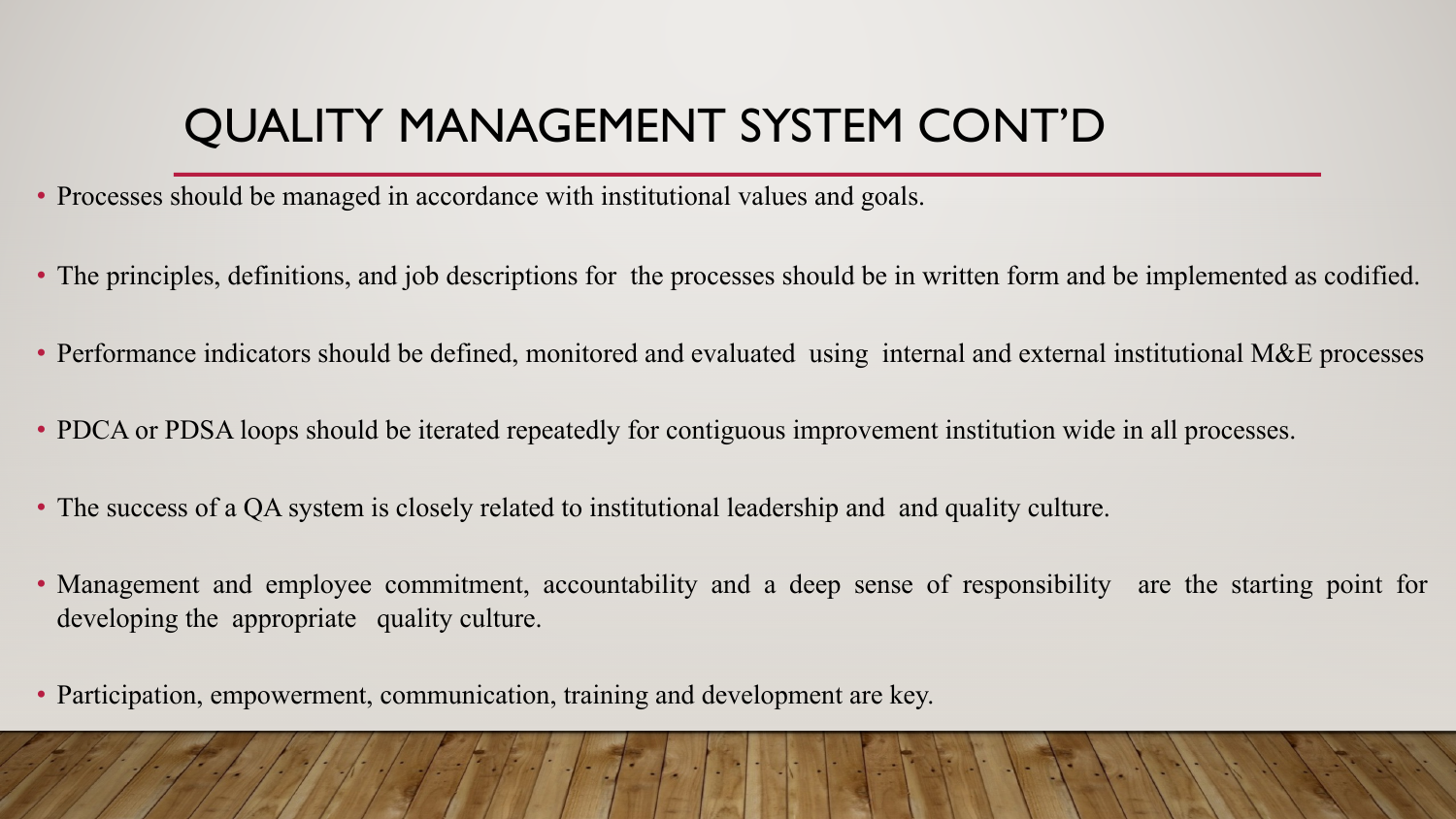# QUALITY MANAGEMENT SYSTEM CONT'D

- Processes should be managed in accordance with institutional values and goals.
- The principles, definitions, and job descriptions for the processes should be in written form and be implemented as codified.
- Performance indicators should be defined, monitored and evaluated using internal and external institutional M&E processes
- PDCA or PDSA loops should be iterated repeatedly for contiguous improvement institution wide in all processes.
- The success of a QA system is closely related to institutional leadership and and quality culture.
- Management and employee commitment, accountability and a deep sense of responsibility are the starting point for developing the appropriate quality culture.
- Participation, empowerment, communication, training and development are key.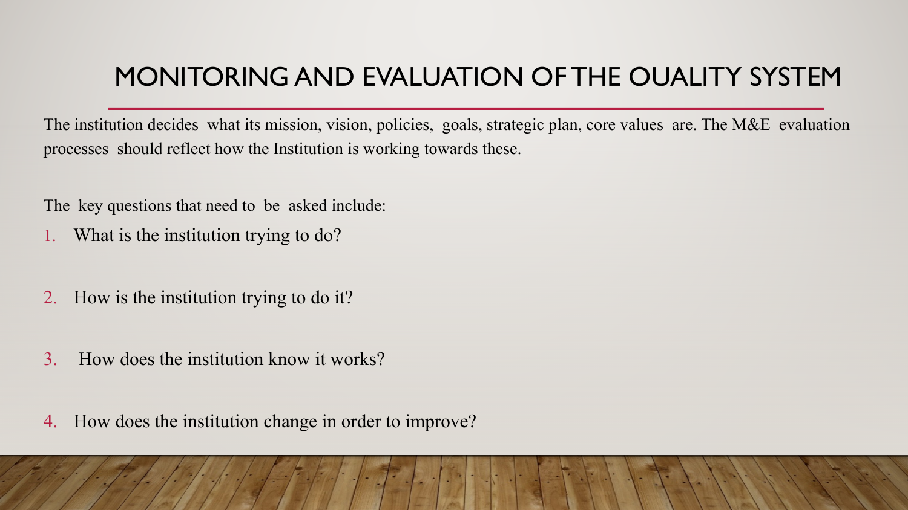# MONITORING AND EVALUATION OF THE OUALITY SYSTEM

The institution decides what its mission, vision, policies, goals, strategic plan, core values are. The M&E evaluation processes should reflect how the Institution is working towards these.

The key questions that need to be asked include:

1. What is the institution trying to do?
2. How is the institution trying to do it?
3. How does the institution know it works?
4. How does the institution change in order to improve?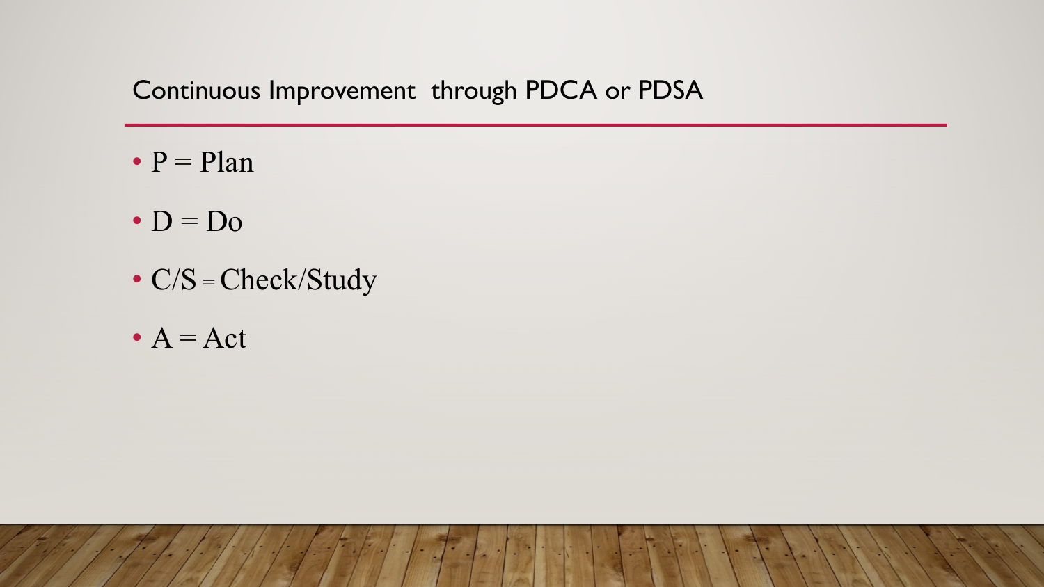# Continuous Improvement through PDCA or PDSA

- P = Plan
- D = Do
- C/S = Check/Study
- A = Act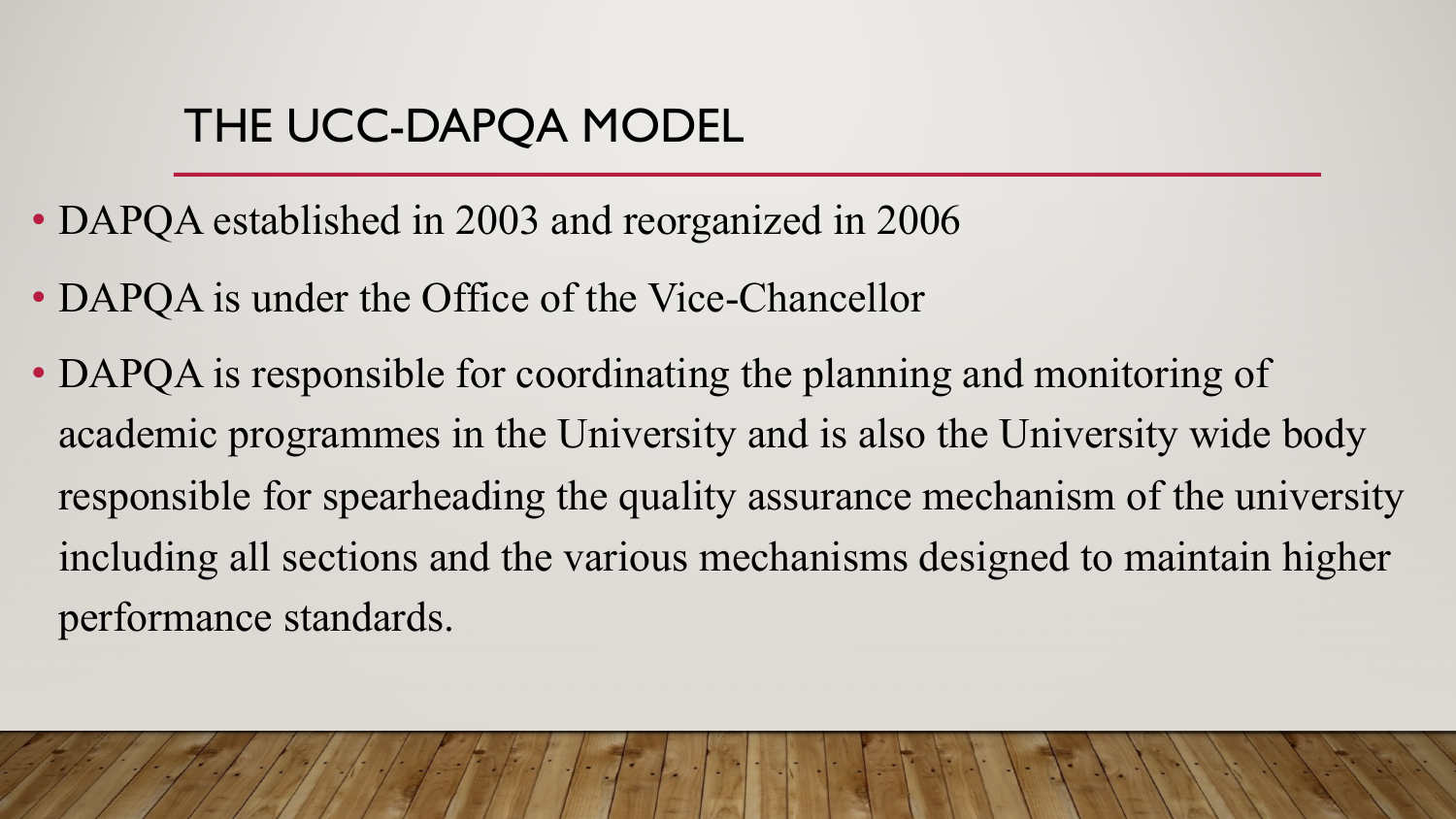# THE UCC-DAPQA MODEL

- DAPQA established in 2003 and reorganized in 2006
- DAPQA is under the Office of the Vice-Chancellor
- DAPQA is responsible for coordinating the planning and monitoring of academic programmes in the University and is also the University wide body responsible for spearheading the quality assurance mechanism of the university including all sections and the various mechanisms designed to maintain higher performance standards.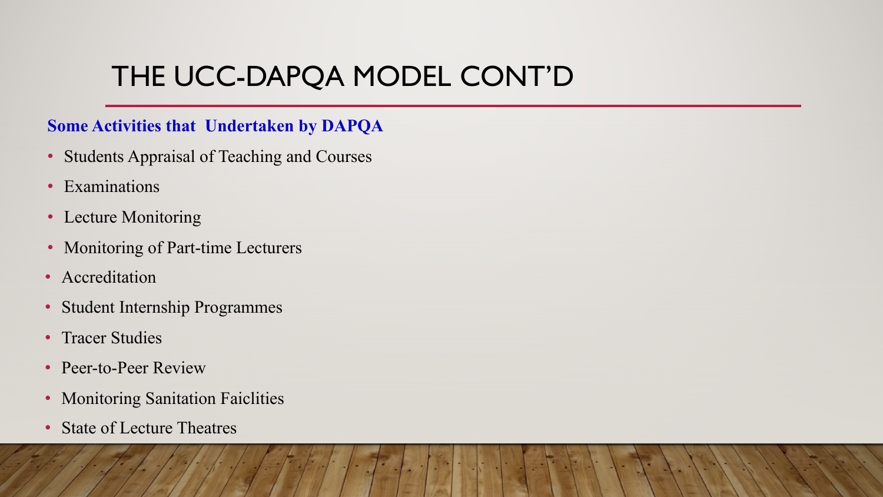# THE UCC-DAPQA MODEL CONT'D

**Some Activities that Undertaken by DAPQA**

- Students Appraisal of Teaching and Courses
- Examinations
- Lecture Monitoring
- Monitoring of Part-time Lecturers
- Accreditation
- Student Internship Programmes
- Tracer Studies
- Peer-to-Peer Review
- Monitoring Sanitation Faiclities
- State of Lecture Theatres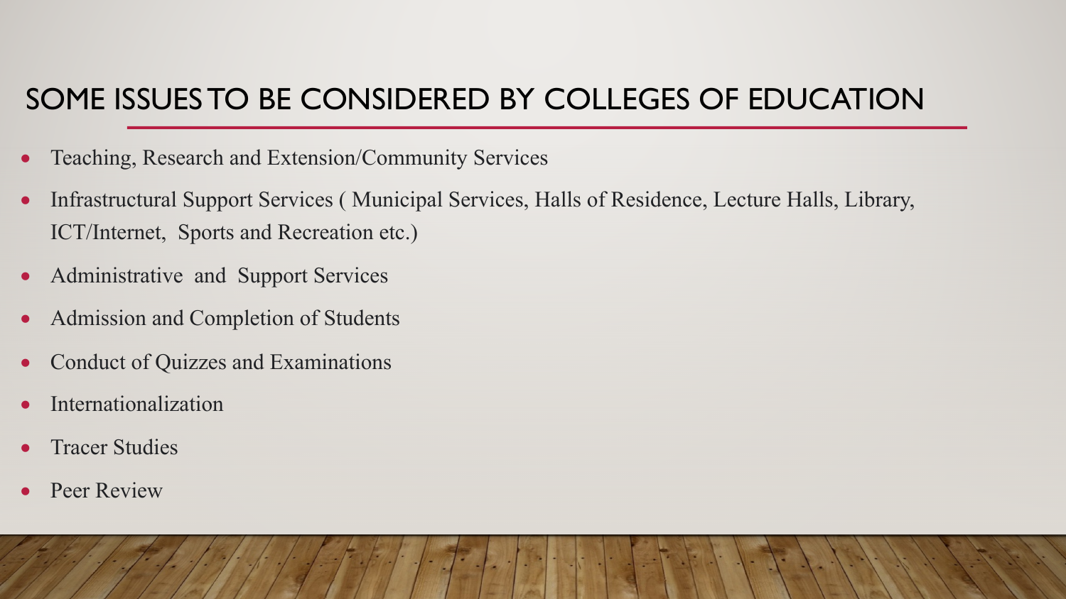# SOME ISSUES TO BE CONSIDERED BY COLLEGES OF EDUCATION

- Teaching, Research and Extension/Community Services
- Infrastructural Support Services ( Municipal Services, Halls of Residence, Lecture Halls, Library, ICT/Internet, Sports and Recreation etc.)
- Administrative and Support Services
- Admission and Completion of Students
- Conduct of Quizzes and Examinations
- Internationalization
- Tracer Studies
- Peer Review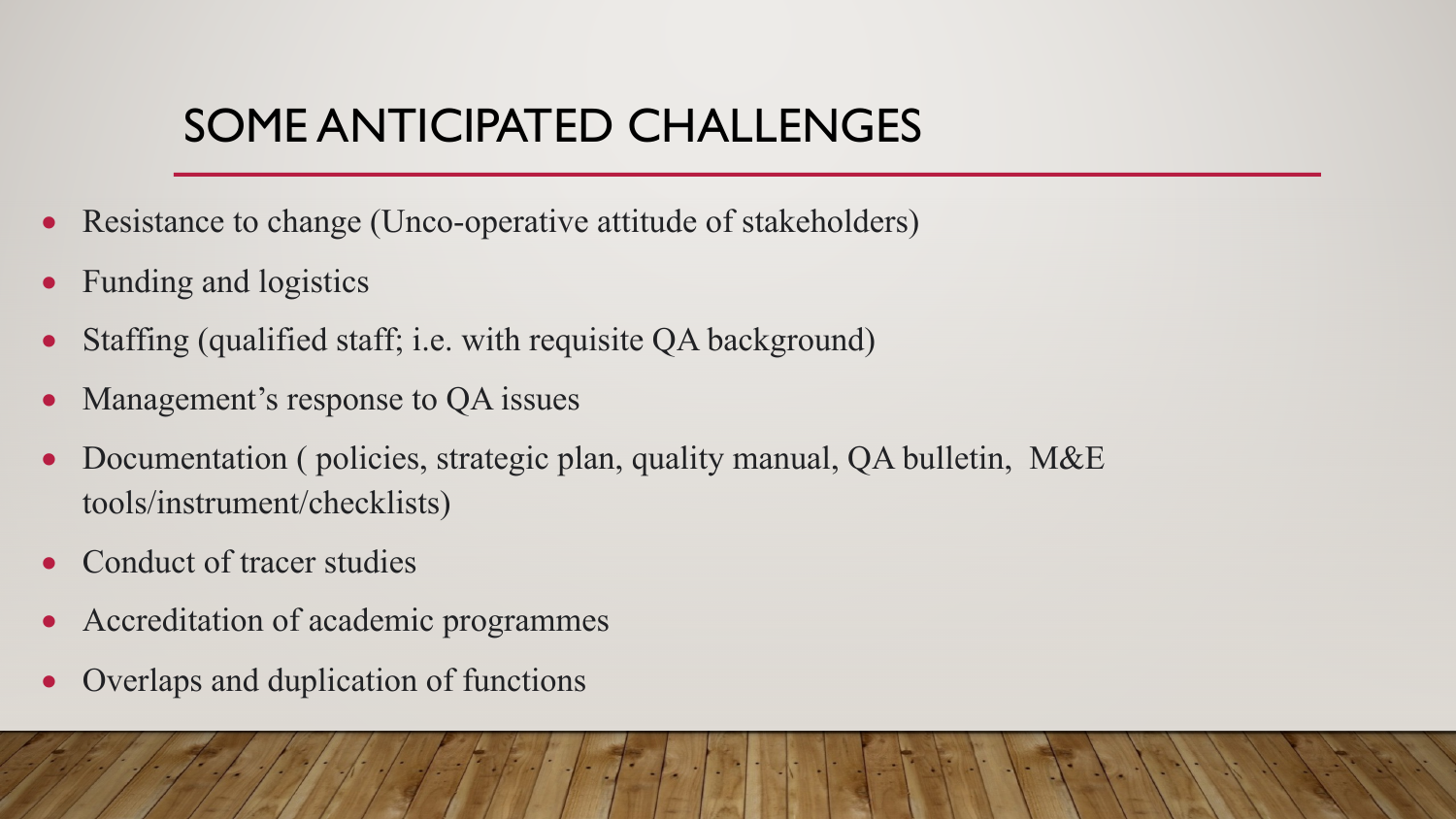# SOME ANTICIPATED CHALLENGES

- Resistance to change (Unco-operative attitude of stakeholders)
- Funding and logistics
- Staffing (qualified staff; i.e. with requisite QA background)
- Management's response to QA issues
- Documentation ( policies, strategic plan, quality manual, QA bulletin, M&E tools/instrument/checklists)
- Conduct of tracer studies
- Accreditation of academic programmes
- Overlaps and duplication of functions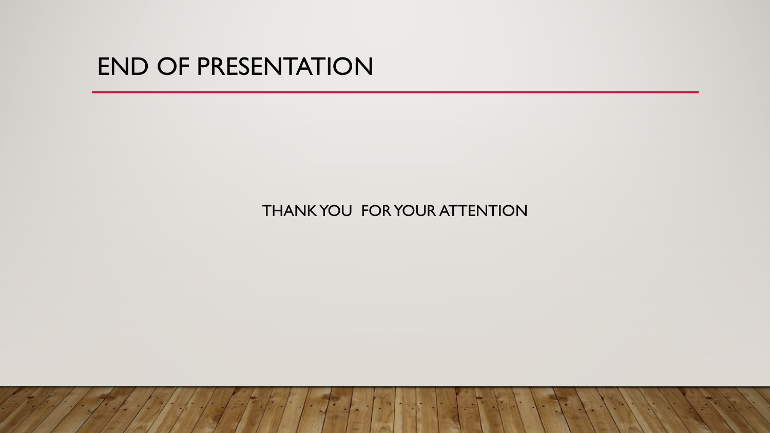# END OF PRESENTATION

THANK YOU  FOR YOUR ATTENTION